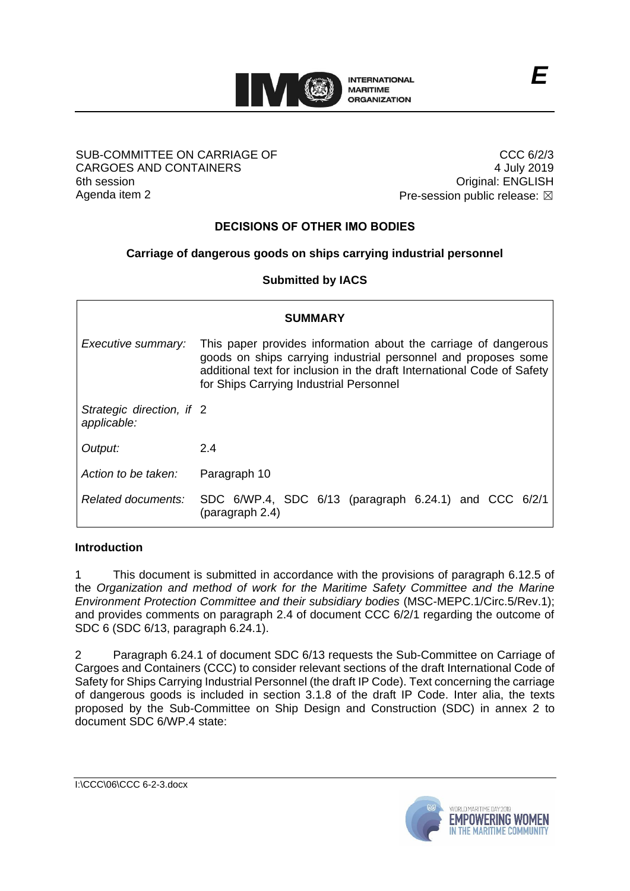E

SUB-COMMITTEE ON CARRIAGE OF CARGOES AND CONTAINERS
6th session
Agenda item 2

CCC 6/2/3
4 July 2019
Original: ENGLISH
Pre-session public release: ☒

# DECISIONS OF OTHER IMO BODIES

## Carriage of dangerous goods on ships carrying industrial personnel

**Submitted by IACS**

| **SUMMARY** | |
|---|---|
| *Executive summary:* | This paper provides information about the carriage of dangerous goods on ships carrying industrial personnel and proposes some additional text for inclusion in the draft International Code of Safety for Ships Carrying Industrial Personnel |
| *Strategic direction, if applicable:* | 2 |
| *Output:* | 2.4 |
| *Action to be taken:* | Paragraph 10 |
| *Related documents:* | SDC 6/WP.4, SDC 6/13 (paragraph 6.24.1) and CCC 6/2/1 (paragraph 2.4) |

### Introduction

1 This document is submitted in accordance with the provisions of paragraph 6.12.5 of the *Organization and method of work for the Maritime Safety Committee and the Marine Environment Protection Committee and their subsidiary bodies* (MSC-MEPC.1/Circ.5/Rev.1); and provides comments on paragraph 2.4 of document CCC 6/2/1 regarding the outcome of SDC 6 (SDC 6/13, paragraph 6.24.1).

2 Paragraph 6.24.1 of document SDC 6/13 requests the Sub-Committee on Carriage of Cargoes and Containers (CCC) to consider relevant sections of the draft International Code of Safety for Ships Carrying Industrial Personnel (the draft IP Code). Text concerning the carriage of dangerous goods is included in section 3.1.8 of the draft IP Code. Inter alia, the texts proposed by the Sub-Committee on Ship Design and Construction (SDC) in annex 2 to document SDC 6/WP.4 state: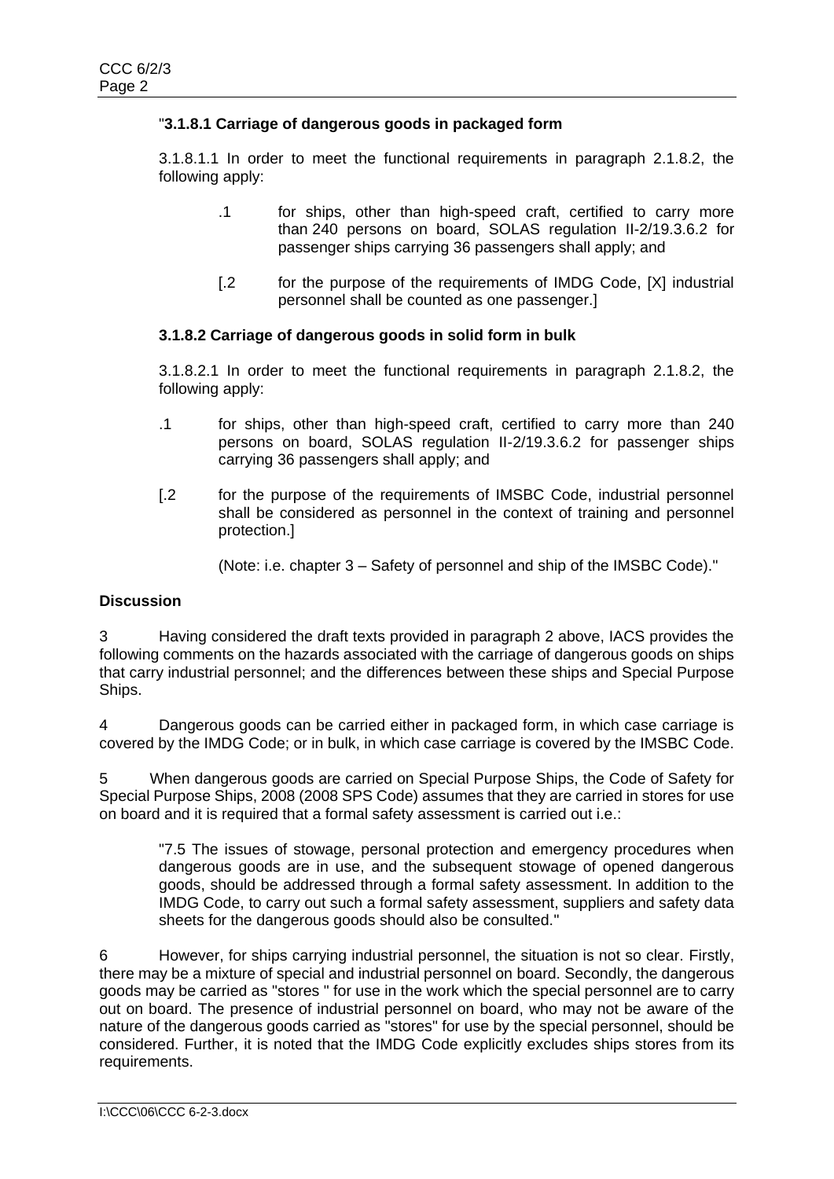"**3.1.8.1 Carriage of dangerous goods in packaged form**

3.1.8.1.1 In order to meet the functional requirements in paragraph 2.1.8.2, the following apply:

.1 for ships, other than high-speed craft, certified to carry more than 240 persons on board, SOLAS regulation II-2/19.3.6.2 for passenger ships carrying 36 passengers shall apply; and

[.2 for the purpose of the requirements of IMDG Code, [X] industrial personnel shall be counted as one passenger.]

**3.1.8.2 Carriage of dangerous goods in solid form in bulk**

3.1.8.2.1 In order to meet the functional requirements in paragraph 2.1.8.2, the following apply:

.1 for ships, other than high-speed craft, certified to carry more than 240 persons on board, SOLAS regulation II-2/19.3.6.2 for passenger ships carrying 36 passengers shall apply; and

[.2 for the purpose of the requirements of IMSBC Code, industrial personnel shall be considered as personnel in the context of training and personnel protection.]

(Note: i.e. chapter 3 – Safety of personnel and ship of the IMSBC Code)."

**Discussion**

3 Having considered the draft texts provided in paragraph 2 above, IACS provides the following comments on the hazards associated with the carriage of dangerous goods on ships that carry industrial personnel; and the differences between these ships and Special Purpose Ships.

4 Dangerous goods can be carried either in packaged form, in which case carriage is covered by the IMDG Code; or in bulk, in which case carriage is covered by the IMSBC Code.

5 When dangerous goods are carried on Special Purpose Ships, the Code of Safety for Special Purpose Ships, 2008 (2008 SPS Code) assumes that they are carried in stores for use on board and it is required that a formal safety assessment is carried out i.e.:

"7.5 The issues of stowage, personal protection and emergency procedures when dangerous goods are in use, and the subsequent stowage of opened dangerous goods, should be addressed through a formal safety assessment. In addition to the IMDG Code, to carry out such a formal safety assessment, suppliers and safety data sheets for the dangerous goods should also be consulted."

6 However, for ships carrying industrial personnel, the situation is not so clear. Firstly, there may be a mixture of special and industrial personnel on board. Secondly, the dangerous goods may be carried as "stores " for use in the work which the special personnel are to carry out on board. The presence of industrial personnel on board, who may not be aware of the nature of the dangerous goods carried as "stores" for use by the special personnel, should be considered. Further, it is noted that the IMDG Code explicitly excludes ships stores from its requirements.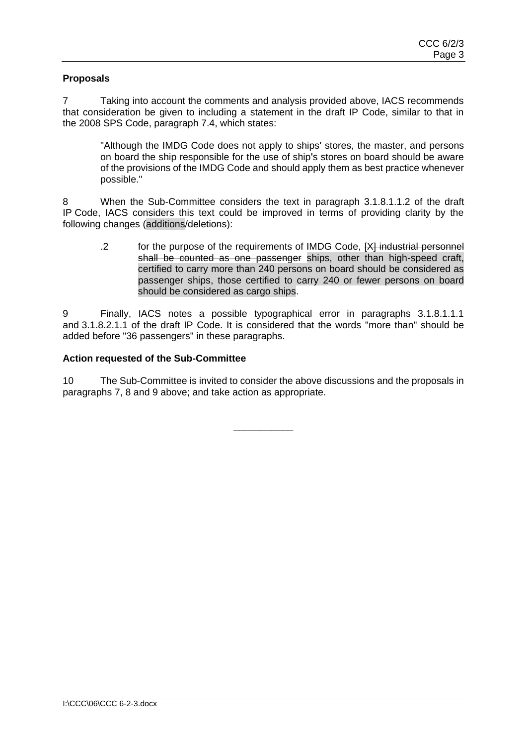**Proposals**

7 Taking into account the comments and analysis provided above, IACS recommends that consideration be given to including a statement in the draft IP Code, similar to that in the 2008 SPS Code, paragraph 7.4, which states:

> "Although the IMDG Code does not apply to ships' stores, the master, and persons on board the ship responsible for the use of ship's stores on board should be aware of the provisions of the IMDG Code and should apply them as best practice whenever possible."

8 When the Sub-Committee considers the text in paragraph 3.1.8.1.1.2 of the draft IP Code, IACS considers this text could be improved in terms of providing clarity by the following changes (additions/~~deletions~~):

> .2 for the purpose of the requirements of IMDG Code, ~~[X] industrial personnel shall be counted as one passenger~~ ships, other than high-speed craft, certified to carry more than 240 persons on board should be considered as passenger ships, those certified to carry 240 or fewer persons on board should be considered as cargo ships.

9 Finally, IACS notes a possible typographical error in paragraphs 3.1.8.1.1.1 and 3.1.8.2.1.1 of the draft IP Code. It is considered that the words "more than" should be added before "36 passengers" in these paragraphs.

**Action requested of the Sub-Committee**

10 The Sub-Committee is invited to consider the above discussions and the proposals in paragraphs 7, 8 and 9 above; and take action as appropriate.

___________